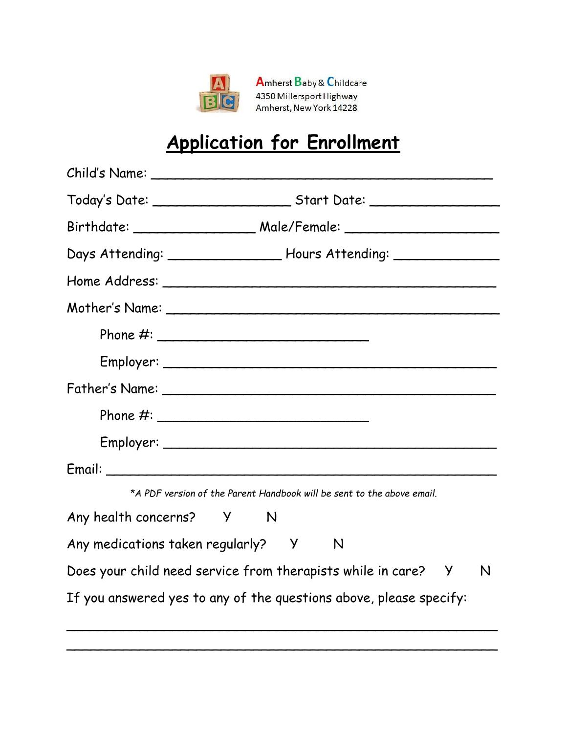**A**mherst **B**aby & **C**hildcare
4350 Millersport Highway
Amherst, New York 14228

# Application for Enrollment

Child's Name: ___________________________________________

Today's Date: _________________ Start Date: ________________

Birthdate: _______________ Male/Female: ___________________

Days Attending: ______________ Hours Attending: _____________

Home Address: ________________________________________

Mother's Name: _______________________________________

Phone #: __________________________

Employer: ________________________________________

Father's Name: ________________________________________

Phone #: __________________________

Employer: ________________________________________

Email: _________________________________________________

*\*A PDF version of the Parent Handbook will be sent to the above email.*

Any health concerns? Y N

Any medications taken regularly? Y N

Does your child need service from therapists while in care? Y N

If you answered yes to any of the questions above, please specify:

______________________________________________________

______________________________________________________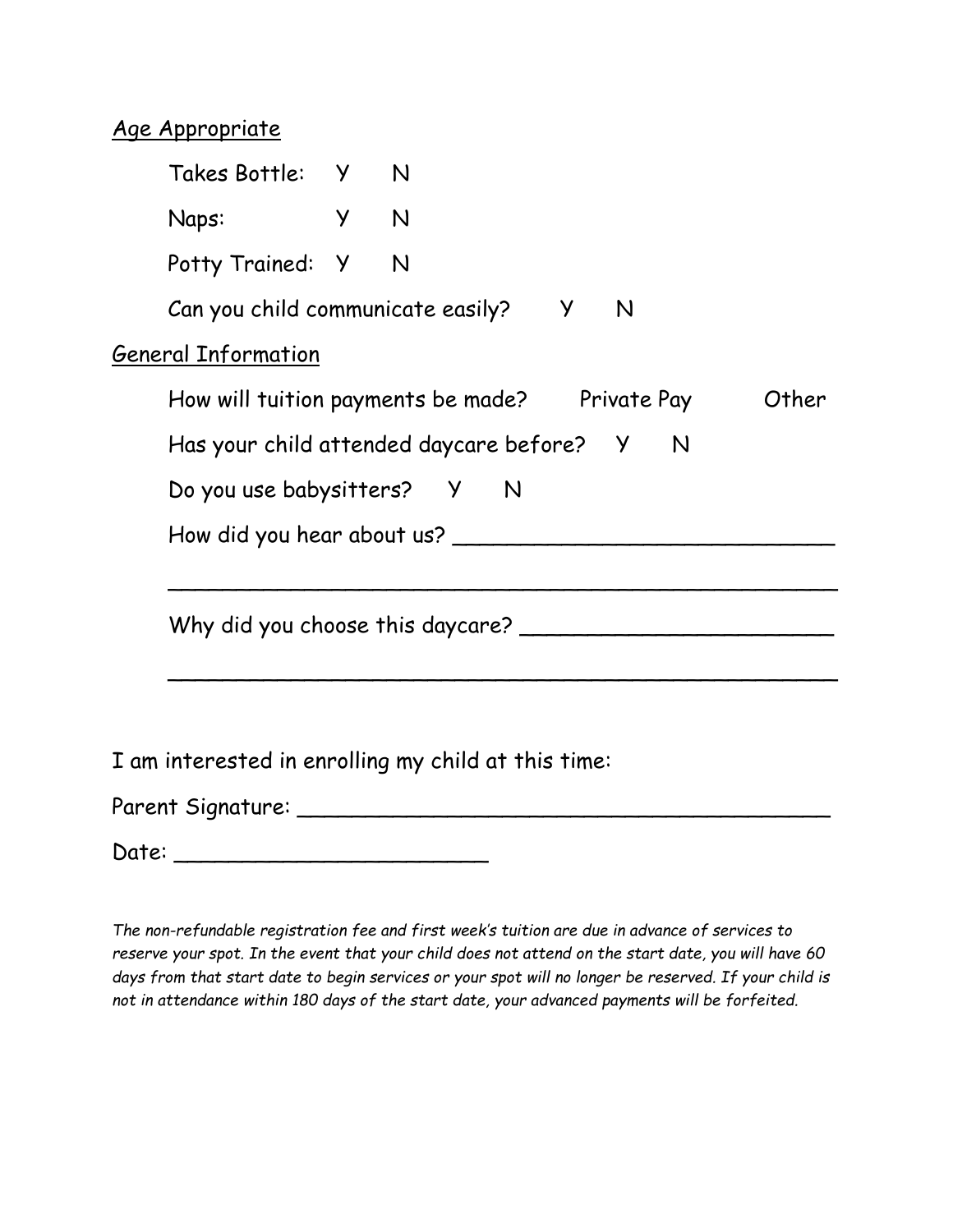Age Appropriate

Takes Bottle: Y N

Naps: Y N

Potty Trained: Y N

Can you child communicate easily? Y N

General Information

How will tuition payments be made? Private Pay Other

Has your child attended daycare before? Y N

Do you use babysitters? Y N

How did you hear about us? ____________________________

__________________________________________________

Why did you choose this daycare? ________________________

__________________________________________________

I am interested in enrolling my child at this time:

Parent Signature: ________________________________________

Date: _______________________

*The non-refundable registration fee and first week's tuition are due in advance of services to reserve your spot. In the event that your child does not attend on the start date, you will have 60 days from that start date to begin services or your spot will no longer be reserved. If your child is not in attendance within 180 days of the start date, your advanced payments will be forfeited.*